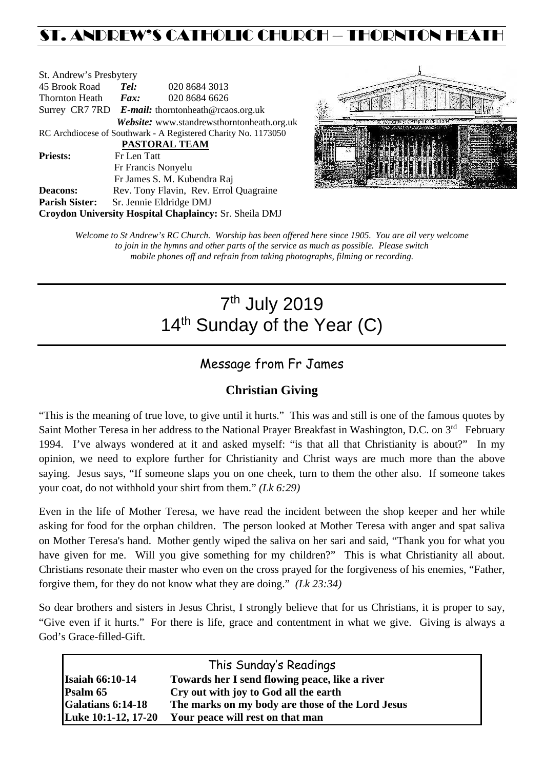# ST. ANDREW'S CATHOLIC CHURCH – THORNTON HEATH

St. Andrew's Presbytery
45 Brook Road **Tel:** 020 8684 3013
Thornton Heath **Fax:** 020 8684 6626
Surrey CR7 7RD ***E-mail:*** thorntonheath@rcaos.org.uk
***Website:*** www.standrewsthorntonheath.org.uk
RC Archdiocese of Southwark - A Registered Charity No. 1173050

**PASTORAL TEAM**

**Priests:** Fr Len Tatt
Fr Francis Nonyelu
Fr James S. M. Kubendra Raj
**Deacons:** Rev. Tony Flavin, Rev. Errol Quagraine
**Parish Sister:** Sr. Jennie Eldridge DMJ
**Croydon University Hospital Chaplaincy:** Sr. Sheila DMJ

*Welcome to St Andrew's RC Church. Worship has been offered here since 1905. You are all very welcome to join in the hymns and other parts of the service as much as possible. Please switch mobile phones off and refrain from taking photographs, filming or recording.*

# 7th July 2019
# 14th Sunday of the Year (C)

## Message from Fr James

### Christian Giving

"This is the meaning of true love, to give until it hurts." This was and still is one of the famous quotes by Saint Mother Teresa in her address to the National Prayer Breakfast in Washington, D.C. on 3rd February 1994. I've always wondered at it and asked myself: "is that all that Christianity is about?" In my opinion, we need to explore further for Christianity and Christ ways are much more than the above saying. Jesus says, "If someone slaps you on one cheek, turn to them the other also. If someone takes your coat, do not withhold your shirt from them." *(Lk 6:29)*

Even in the life of Mother Teresa, we have read the incident between the shop keeper and her while asking for food for the orphan children. The person looked at Mother Teresa with anger and spat saliva on Mother Teresa's hand. Mother gently wiped the saliva on her sari and said, "Thank you for what you have given for me. Will you give something for my children?" This is what Christianity all about. Christians resonate their master who even on the cross prayed for the forgiveness of his enemies, "Father, forgive them, for they do not know what they are doing." *(Lk 23:34)*

So dear brothers and sisters in Jesus Christ, I strongly believe that for us Christians, it is proper to say, "Give even if it hurts." For there is life, grace and contentment in what we give. Giving is always a God's Grace-filled-Gift.

### This Sunday's Readings

| | |
|---|---|
| **Isaiah 66:10-14** | **Towards her I send flowing peace, like a river** |
| **Psalm 65** | **Cry out with joy to God all the earth** |
| **Galatians 6:14-18** | **The marks on my body are those of the Lord Jesus** |
| **Luke 10:1-12, 17-20** | **Your peace will rest on that man** |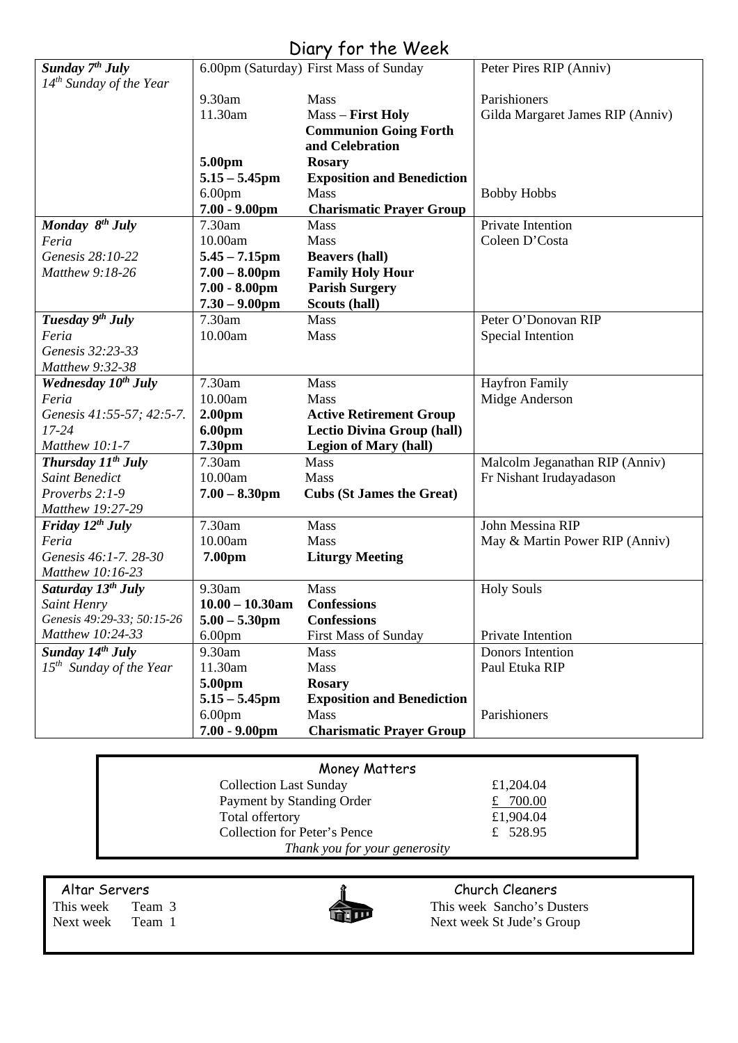# Diary for the Week

| Day | Time | Event | Intention |
|---|---|---|---|
| ***Sunday 7th July*** *14th Sunday of the Year* | 6.00pm (Saturday) | First Mass of Sunday | Peter Pires RIP (Anniv) |
| | 9.30am | Mass | Parishioners |
| | 11.30am | Mass – **First Holy Communion Going Forth and Celebration** | Gilda Margaret James RIP (Anniv) |
| | **5.00pm** | **Rosary** | |
| | **5.15 – 5.45pm** | **Exposition and Benediction** | |
| | 6.00pm | Mass | Bobby Hobbs |
| | **7.00 - 9.00pm** | **Charismatic Prayer Group** | |
| ***Monday 8th July*** *Feria* *Genesis 28:10-22* *Matthew 9:18-26* | 7.30am | Mass | Private Intention |
| | 10.00am | Mass | Coleen D'Costa |
| | **5.45 – 7.15pm** | **Beavers (hall)** | |
| | **7.00 – 8.00pm** | **Family Holy Hour** | |
| | **7.00 - 8.00pm** | **Parish Surgery** | |
| | **7.30 – 9.00pm** | **Scouts (hall)** | |
| ***Tuesday 9th July*** *Feria* *Genesis 32:23-33* *Matthew 9:32-38* | 7.30am | Mass | Peter O'Donovan RIP |
| | 10.00am | Mass | Special Intention |
| ***Wednesday 10th July*** *Feria* *Genesis 41:55-57; 42:5-7. 17-24* *Matthew 10:1-7* | 7.30am | Mass | Hayfron Family |
| | 10.00am | Mass | Midge Anderson |
| | **2.00pm** | **Active Retirement Group** | |
| | **6.00pm** | **Lectio Divina Group (hall)** | |
| | **7.30pm** | **Legion of Mary (hall)** | |
| ***Thursday 11th July*** *Saint Benedict* *Proverbs 2:1-9* *Matthew 19:27-29* | 7.30am | Mass | Malcolm Jeganathan RIP (Anniv) |
| | 10.00am | Mass | Fr Nishant Irudayadason |
| | **7.00 – 8.30pm** | **Cubs (St James the Great)** | |
| ***Friday 12th July*** *Feria* *Genesis 46:1-7. 28-30* *Matthew 10:16-23* | 7.30am | Mass | John Messina RIP |
| | 10.00am | Mass | May & Martin Power RIP (Anniv) |
| | **7.00pm** | **Liturgy Meeting** | |
| ***Saturday 13th July*** *Saint Henry* *Genesis 49:29-33; 50:15-26* *Matthew 10:24-33* | 9.30am | Mass | Holy Souls |
| | **10.00 – 10.30am** | **Confessions** | |
| | **5.00 – 5.30pm** | **Confessions** | |
| | 6.00pm | First Mass of Sunday | Private Intention |
| ***Sunday 14th July*** *15th Sunday of the Year* | 9.30am | Mass | Donors Intention |
| | 11.30am | Mass | Paul Etuka RIP |
| | **5.00pm** | **Rosary** | |
| | **5.15 – 5.45pm** | **Exposition and Benediction** | |
| | 6.00pm | Mass | Parishioners |
| | **7.00 - 9.00pm** | **Charismatic Prayer Group** | |

## Money Matters

| | |
|---|---|
| Collection Last Sunday | £1,204.04 |
| Payment by Standing Order | £ 700.00 |
| Total offertory | £1,904.04 |
| Collection for Peter's Pence | £ 528.95 |

*Thank you for your generosity*

## Altar Servers

This week Team 3
Next week Team 1

## Church Cleaners

This week Sancho's Dusters
Next week St Jude's Group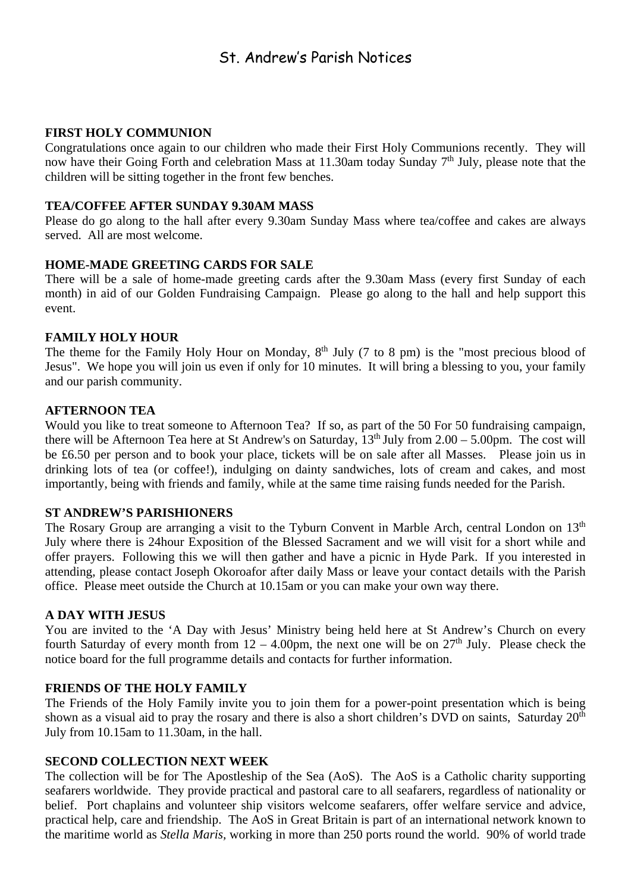# St. Andrew's Parish Notices

**FIRST HOLY COMMUNION**

Congratulations once again to our children who made their First Holy Communions recently. They will now have their Going Forth and celebration Mass at 11.30am today Sunday 7th July, please note that the children will be sitting together in the front few benches.

**TEA/COFFEE AFTER SUNDAY 9.30AM MASS**

Please do go along to the hall after every 9.30am Sunday Mass where tea/coffee and cakes are always served. All are most welcome.

**HOME-MADE GREETING CARDS FOR SALE**

There will be a sale of home-made greeting cards after the 9.30am Mass (every first Sunday of each month) in aid of our Golden Fundraising Campaign. Please go along to the hall and help support this event.

**FAMILY HOLY HOUR**

The theme for the Family Holy Hour on Monday, 8th July (7 to 8 pm) is the "most precious blood of Jesus". We hope you will join us even if only for 10 minutes. It will bring a blessing to you, your family and our parish community.

**AFTERNOON TEA**

Would you like to treat someone to Afternoon Tea? If so, as part of the 50 For 50 fundraising campaign, there will be Afternoon Tea here at St Andrew's on Saturday, 13th July from 2.00 – 5.00pm. The cost will be £6.50 per person and to book your place, tickets will be on sale after all Masses. Please join us in drinking lots of tea (or coffee!), indulging on dainty sandwiches, lots of cream and cakes, and most importantly, being with friends and family, while at the same time raising funds needed for the Parish.

**ST ANDREW'S PARISHIONERS**

The Rosary Group are arranging a visit to the Tyburn Convent in Marble Arch, central London on 13th July where there is 24hour Exposition of the Blessed Sacrament and we will visit for a short while and offer prayers. Following this we will then gather and have a picnic in Hyde Park. If you interested in attending, please contact Joseph Okoroafor after daily Mass or leave your contact details with the Parish office. Please meet outside the Church at 10.15am or you can make your own way there.

**A DAY WITH JESUS**

You are invited to the 'A Day with Jesus' Ministry being held here at St Andrew's Church on every fourth Saturday of every month from 12 – 4.00pm, the next one will be on 27th July. Please check the notice board for the full programme details and contacts for further information.

**FRIENDS OF THE HOLY FAMILY**

The Friends of the Holy Family invite you to join them for a power-point presentation which is being shown as a visual aid to pray the rosary and there is also a short children's DVD on saints, Saturday 20th July from 10.15am to 11.30am, in the hall.

**SECOND COLLECTION NEXT WEEK**

The collection will be for The Apostleship of the Sea (AoS). The AoS is a Catholic charity supporting seafarers worldwide. They provide practical and pastoral care to all seafarers, regardless of nationality or belief. Port chaplains and volunteer ship visitors welcome seafarers, offer welfare service and advice, practical help, care and friendship. The AoS in Great Britain is part of an international network known to the maritime world as *Stella Maris*, working in more than 250 ports round the world. 90% of world trade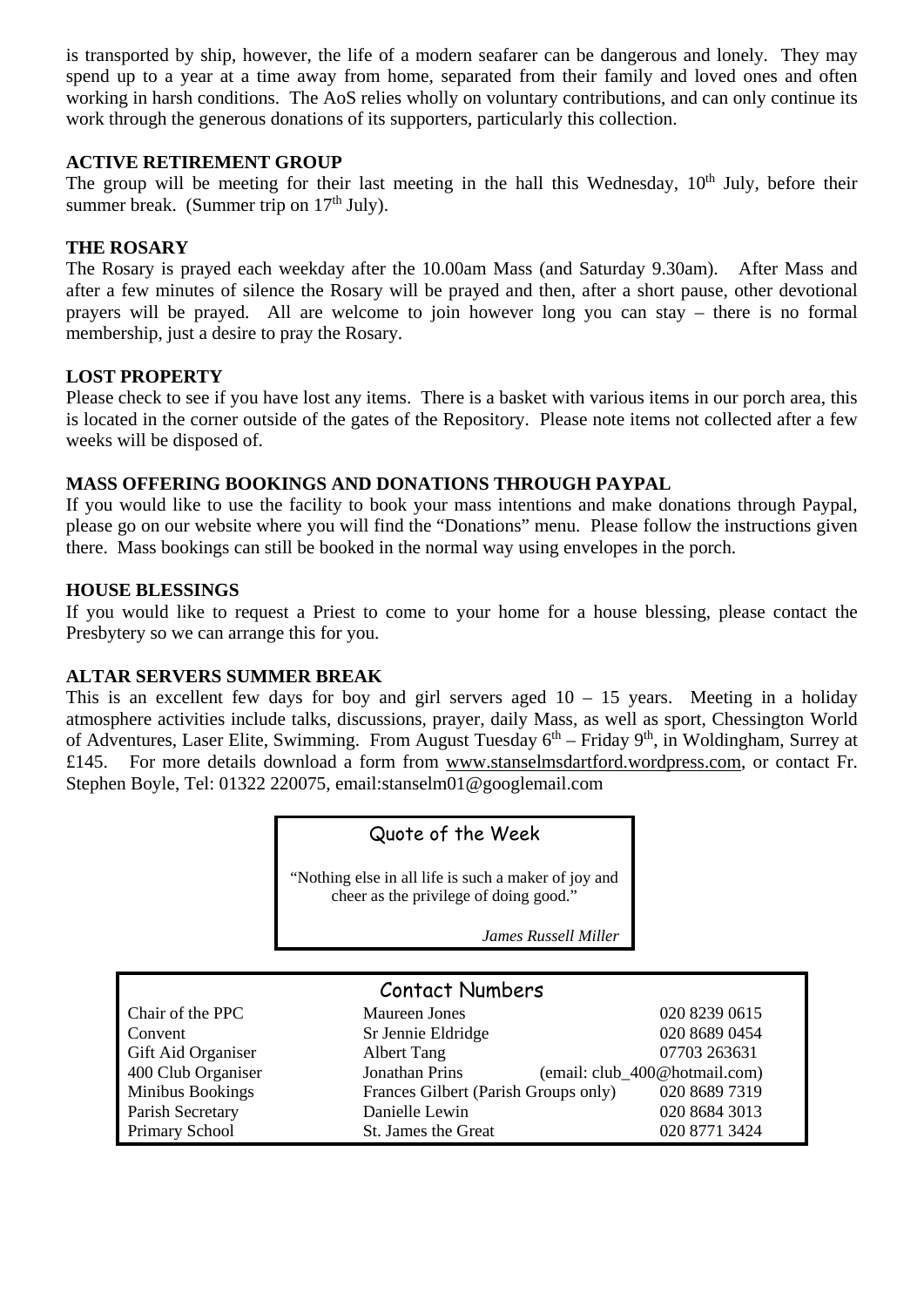is transported by ship, however, the life of a modern seafarer can be dangerous and lonely. They may spend up to a year at a time away from home, separated from their family and loved ones and often working in harsh conditions. The AoS relies wholly on voluntary contributions, and can only continue its work through the generous donations of its supporters, particularly this collection.

**ACTIVE RETIREMENT GROUP**

The group will be meeting for their last meeting in the hall this Wednesday, 10th July, before their summer break. (Summer trip on 17th July).

**THE ROSARY**

The Rosary is prayed each weekday after the 10.00am Mass (and Saturday 9.30am). After Mass and after a few minutes of silence the Rosary will be prayed and then, after a short pause, other devotional prayers will be prayed. All are welcome to join however long you can stay – there is no formal membership, just a desire to pray the Rosary.

**LOST PROPERTY**

Please check to see if you have lost any items. There is a basket with various items in our porch area, this is located in the corner outside of the gates of the Repository. Please note items not collected after a few weeks will be disposed of.

**MASS OFFERING BOOKINGS AND DONATIONS THROUGH PAYPAL**

If you would like to use the facility to book your mass intentions and make donations through Paypal, please go on our website where you will find the "Donations" menu. Please follow the instructions given there. Mass bookings can still be booked in the normal way using envelopes in the porch.

**HOUSE BLESSINGS**

If you would like to request a Priest to come to your home for a house blessing, please contact the Presbytery so we can arrange this for you.

**ALTAR SERVERS SUMMER BREAK**

This is an excellent few days for boy and girl servers aged 10 – 15 years. Meeting in a holiday atmosphere activities include talks, discussions, prayer, daily Mass, as well as sport, Chessington World of Adventures, Laser Elite, Swimming. From August Tuesday 6th – Friday 9th, in Woldingham, Surrey at £145. For more details download a form from www.stanselmsdartford.wordpress.com, or contact Fr. Stephen Boyle, Tel: 01322 220075, email:stanselm01@googlemail.com

### Quote of the Week

"Nothing else in all life is such a maker of joy and cheer as the privilege of doing good."

*James Russell Miller*

### Contact Numbers

| | | |
|---|---|---|
| Chair of the PPC | Maureen Jones | 020 8239 0615 |
| Convent | Sr Jennie Eldridge | 020 8689 0454 |
| Gift Aid Organiser | Albert Tang | 07703 263631 |
| 400 Club Organiser | Jonathan Prins | (email: club_400@hotmail.com) |
| Minibus Bookings | Frances Gilbert (Parish Groups only) | 020 8689 7319 |
| Parish Secretary | Danielle Lewin | 020 8684 3013 |
| Primary School | St. James the Great | 020 8771 3424 |